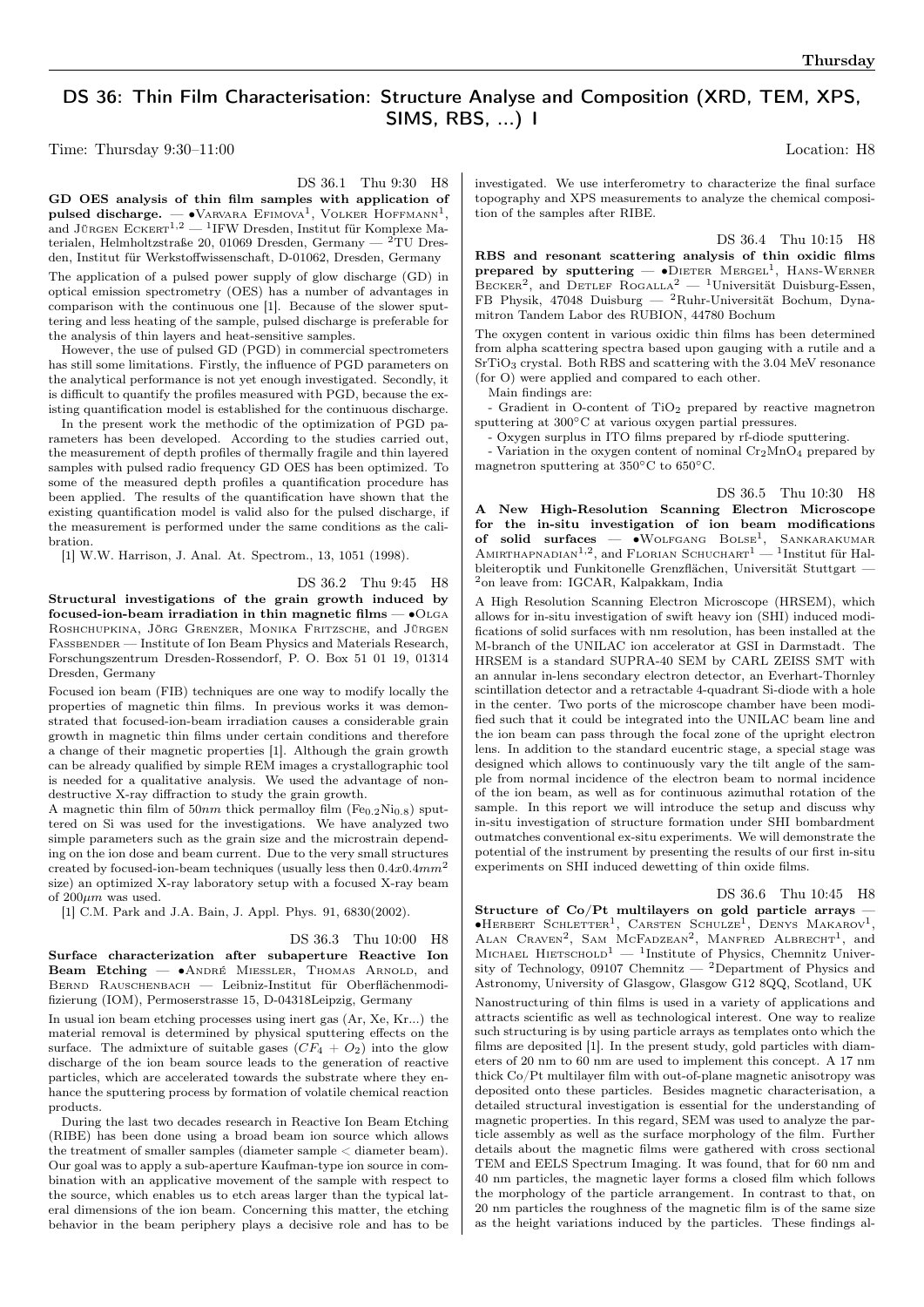# DS 36: Thin Film Characterisation: Structure Analyse and Composition (XRD, TEM, XPS, SIMS, RBS, ...) I

Time: Thursday 9:30–11:00 Location: H8

DS 36.1 Thu 9:30 H8

**GD OES analysis of thin film samples with application of pulsed discharge.** — •Varvara Efimova[1], Volker Hoffmann[1], and Jürgen Eckert[1,2] — [1]IFW Dresden, Institut für Komplexe Materialen, Helmholtzstraße 20, 01069 Dresden, Germany — [2]TU Dresden, Institut für Werkstoffwissenschaft, D-01062, Dresden, Germany

The application of a pulsed power supply of glow discharge (GD) in optical emission spectrometry (OES) has a number of advantages in comparison with the continuous one [1]. Because of the slower sputtering and less heating of the sample, pulsed discharge is preferable for the analysis of thin layers and heat-sensitive samples.

However, the use of pulsed GD (PGD) in commercial spectrometers has still some limitations. Firstly, the influence of PGD parameters on the analytical performance is not yet enough investigated. Secondly, it is difficult to quantify the profiles measured with PGD, because the existing quantification model is established for the continuous discharge.

In the present work the methodic of the optimization of PGD parameters has been developed. According to the studies carried out, the measurement of depth profiles of thermally fragile and thin layered samples with pulsed radio frequency GD OES has been optimized. To some of the measured depth profiles a quantification procedure has been applied. The results of the quantification have shown that the existing quantification model is valid also for the pulsed discharge, if the measurement is performed under the same conditions as the calibration.

[1] W.W. Harrison, J. Anal. At. Spectrom., 13, 1051 (1998).

DS 36.2 Thu 9:45 H8

**Structural investigations of the grain growth induced by focused-ion-beam irradiation in thin magnetic films** — •Olga Roshchupkina, Jörg Grenzer, Monika Fritzsche, and Jürgen Fassbender — Institute of Ion Beam Physics and Materials Research, Forschungszentrum Dresden-Rossendorf, P. O. Box 51 01 19, 01314 Dresden, Germany

Focused ion beam (FIB) techniques are one way to modify locally the properties of magnetic thin films. In previous works it was demonstrated that focused-ion-beam irradiation causes a considerable grain growth in magnetic thin films under certain conditions and therefore a change of their magnetic properties [1]. Although the grain growth can be already qualified by simple REM images a crystallographic tool is needed for a qualitative analysis. We used the advantage of non-destructive X-ray diffraction to study the grain growth.

A magnetic thin film of $50nm$ thick permalloy film ($Fe_{0.2}Ni_{0.8}$) sputtered on Si was used for the investigations. We have analyzed two simple parameters such as the grain size and the microstrain depending on the ion dose and beam current. Due to the very small structures created by focused-ion-beam techniques (usually less then $0.4x0.4mm^2$ size) an optimized X-ray laboratory setup with a focused X-ray beam of $200\mu m$ was used.

[1] C.M. Park and J.A. Bain, J. Appl. Phys. 91, 6830(2002).

DS 36.3 Thu 10:00 H8

**Surface characterization after subaperture Reactive Ion Beam Etching** — •André Miessler, Thomas Arnold, and Bernd Rauschenbach — Leibniz-Institut für Oberflächenmodifizierung (IOM), Permoserstrasse 15, D-04318Leipzig, Germany

In usual ion beam etching processes using inert gas (Ar, Xe, Kr...) the material removal is determined by physical sputtering effects on the surface. The admixture of suitable gases ($CF_4$ + $O_2$) into the glow discharge of the ion beam source leads to the generation of reactive particles, which are accelerated towards the substrate where they enhance the sputtering process by formation of volatile chemical reaction products.

During the last two decades research in Reactive Ion Beam Etching (RIBE) has been done using a broad beam ion source which allows the treatment of smaller samples (diameter sample < diameter beam). Our goal was to apply a sub-aperture Kaufman-type ion source in combination with an applicative movement of the sample with respect to the source, which enables us to etch areas larger than the typical lateral dimensions of the ion beam. Concerning this matter, the etching behavior in the beam periphery plays a decisive role and has to be investigated. We use interferometry to characterize the final surface topography and XPS measurements to analyze the chemical composition of the samples after RIBE.

DS 36.4 Thu 10:15 H8

**RBS and resonant scattering analysis of thin oxidic films prepared by sputtering** — •Dieter Mergel[1], Hans-Werner Becker[2], and Detlef Rogalla[2] — [1]Universität Duisburg-Essen, FB Physik, 47048 Duisburg — [2]Ruhr-Universität Bochum, Dynamitron Tandem Labor des RUBION, 44780 Bochum

The oxygen content in various oxidic thin films has been determined from alpha scattering spectra based upon gauging with a rutile and a $SrTiO_3$ crystal. Both RBS and scattering with the 3.04 MeV resonance (for O) were applied and compared to each other.

Main findings are:

- Gradient in O-content of $TiO_2$ prepared by reactive magnetron sputtering at 300°C at various oxygen partial pressures.
- Oxygen surplus in ITO films prepared by rf-diode sputtering.
- Variation in the oxygen content of nominal $Cr_2MnO_4$ prepared by magnetron sputtering at 350°C to 650°C.

DS 36.5 Thu 10:30 H8

**A New High-Resolution Scanning Electron Microscope for the in-situ investigation of ion beam modifications of solid surfaces** — •Wolfgang Bolse[1], Sankarakumar Amirthapnadian[1,2], and Florian Schuchart[1] — [1]Institut für Halbleiteroptik und Funkitonelle Grenzflächen, Universität Stuttgart — [2]on leave from: IGCAR, Kalpakkam, India

A High Resolution Scanning Electron Microscope (HRSEM), which allows for in-situ investigation of swift heavy ion (SHI) induced modifications of solid surfaces with nm resolution, has been installed at the M-branch of the UNILAC ion accelerator at GSI in Darmstadt. The HRSEM is a standard SUPRA-40 SEM by CARL ZEISS SMT with an annular in-lens secondary electron detector, an Everhart-Thornley scintillation detector and a retractable 4-quadrant Si-diode with a hole in the center. Two ports of the microscope chamber have been modified such that it could be integrated into the UNILAC beam line and the ion beam can pass through the focal zone of the upright electron lens. In addition to the standard eucentric stage, a special stage was designed which allows to continuously vary the tilt angle of the sample from normal incidence of the electron beam to normal incidence of the ion beam, as well as for continuous azimuthal rotation of the sample. In this report we will introduce the setup and discuss why in-situ investigation of structure formation under SHI bombardment outmatches conventional ex-situ experiments. We will demonstrate the potential of the instrument by presenting the results of our first in-situ experiments on SHI induced dewetting of thin oxide films.

DS 36.6 Thu 10:45 H8

**Structure of Co/Pt multilayers on gold particle arrays** — •Herbert Schletter[1], Carsten Schulze[1], Denys Makarov[1], Alan Craven[2], Sam McFadzean[2], Manfred Albrecht[1], and Michael Hietschold[1] — [1]Institute of Physics, Chemnitz University of Technology, 09107 Chemnitz — [2]Department of Physics and Astronomy, University of Glasgow, Glasgow G12 8QQ, Scotland, UK

Nanostructuring of thin films is used in a variety of applications and attracts scientific as well as technological interest. One way to realize such structuring is by using particle arrays as templates onto which the films are deposited [1]. In the present study, gold particles with diameters of 20 nm to 60 nm are used to implement this concept. A 17 nm thick Co/Pt multilayer film with out-of-plane magnetic anisotropy was deposited onto these particles. Besides magnetic characterisation, a detailed structural investigation is essential for the understanding of magnetic properties. In this regard, SEM was used to analyze the particle assembly as well as the surface morphology of the film. Further details about the magnetic films were gathered with cross sectional TEM and EELS Spectrum Imaging. It was found, that for 60 nm and 40 nm particles, the magnetic layer forms a closed film which follows the morphology of the particle arrangement. In contrast to that, on 20 nm particles the roughness of the magnetic film is of the same size as the height variations induced by the particles. These findings al-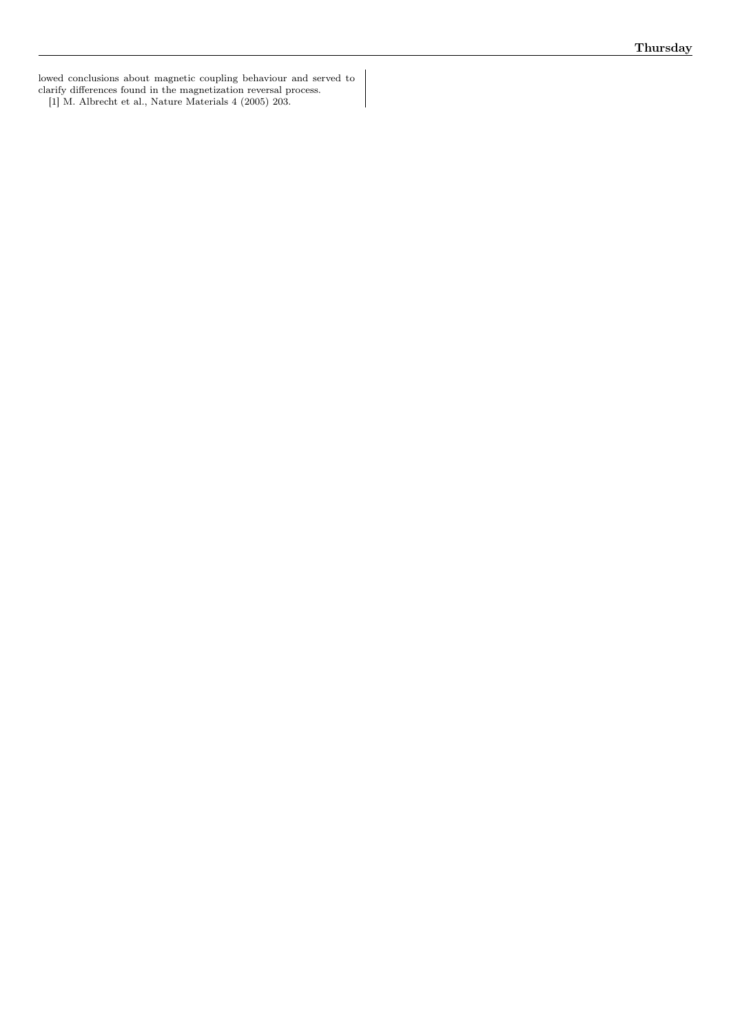lowed conclusions about magnetic coupling behaviour and served to clarify differences found in the magnetization reversal process.

[1] M. Albrecht et al., Nature Materials 4 (2005) 203.